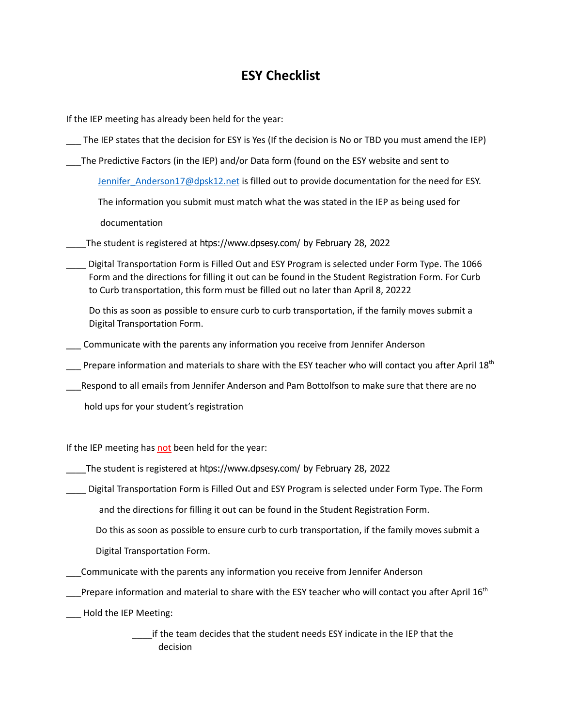# ESY Checklist

If the IEP meeting has already been held for the year:

___ The IEP states that the decision for ESY is Yes (If the decision is No or TBD you must amend the IEP)

___The Predictive Factors (in the IEP) and/or Data form (found on the ESY website and sent to [Jennifer_Anderson17@dpsk12.net](mailto:Jennifer_Anderson17@dpsk12.net) is filled out to provide documentation for the need for ESY. The information you submit must match what the was stated in the IEP as being used for documentation

____The student is registered at htps://www.dpsesy.com/ by February 28, 2022

____ Digital Transportation Form is Filled Out and ESY Program is selected under Form Type. The 1066 Form and the directions for filling it out can be found in the Student Registration Form. For Curb to Curb transportation, this form must be filled out no later than April 8, 20222

Do this as soon as possible to ensure curb to curb transportation, if the family moves submit a Digital Transportation Form.

___ Communicate with the parents any information you receive from Jennifer Anderson

___ Prepare information and materials to share with the ESY teacher who will contact you after April 18th

___Respond to all emails from Jennifer Anderson and Pam Bottolfson to make sure that there are no hold ups for your student's registration

If the IEP meeting has not been held for the year:

____The student is registered at htps://www.dpsesy.com/ by February 28, 2022

____ Digital Transportation Form is Filled Out and ESY Program is selected under Form Type. The Form and the directions for filling it out can be found in the Student Registration Form.

Do this as soon as possible to ensure curb to curb transportation, if the family moves submit a Digital Transportation Form.

___Communicate with the parents any information you receive from Jennifer Anderson

___Prepare information and material to share with the ESY teacher who will contact you after April 16th

___ Hold the IEP Meeting:

____if the team decides that the student needs ESY indicate in the IEP that the decision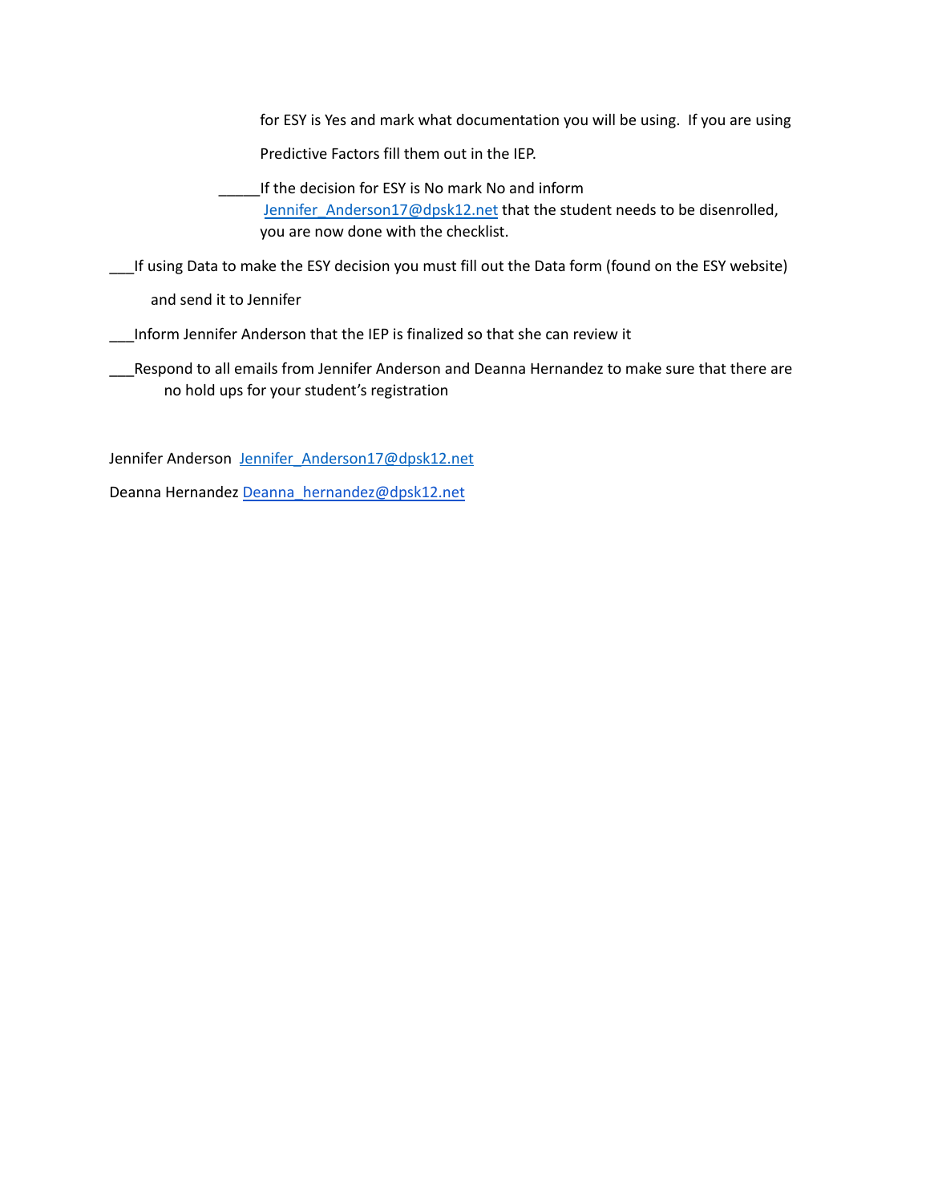for ESY is Yes and mark what documentation you will be using. If you are using Predictive Factors fill them out in the IEP.

_____If the decision for ESY is No mark No and inform Jennifer_Anderson17@dpsk12.net that the student needs to be disenrolled, you are now done with the checklist.

___If using Data to make the ESY decision you must fill out the Data form (found on the ESY website) and send it to Jennifer

___Inform Jennifer Anderson that the IEP is finalized so that she can review it

___Respond to all emails from Jennifer Anderson and Deanna Hernandez to make sure that there are no hold ups for your student's registration

Jennifer Anderson Jennifer_Anderson17@dpsk12.net

Deanna Hernandez Deanna_hernandez@dpsk12.net